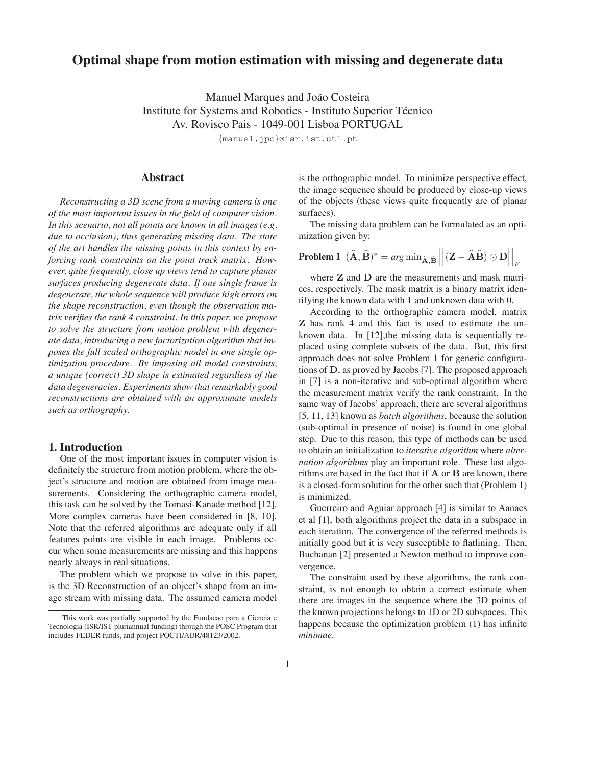# Optimal shape from motion estimation with missing and degenerate data

Manuel Marques and João Costeira
Institute for Systems and Robotics - Instituto Superior Técnico
Av. Rovisco Pais - 1049-001 Lisboa PORTUGAL
{manuel,jpc}@isr.ist.utl.pt

## Abstract

*Reconstructing a 3D scene from a moving camera is one of the most important issues in the field of computer vision. In this scenario, not all points are known in all images (e.g. due to occlusion), thus generating missing data. The state of the art handles the missing points in this context by enforcing rank constraints on the point track matrix. However, quite frequently, close up views tend to capture planar surfaces producing degenerate data. If one single frame is degenerate, the whole sequence will produce high errors on the shape reconstruction, even though the observation matrix verifies the rank 4 constraint. In this paper, we propose to solve the structure from motion problem with degenerate data, introducing a new factorization algorithm that imposes the full scaled orthographic model in one single optimization procedure. By imposing all model constraints, a unique (correct) 3D shape is estimated regardless of the data degeneracies. Experiments show that remarkably good reconstructions are obtained with an approximate models such as orthography.*

## 1. Introduction

One of the most important issues in computer vision is definitely the structure from motion problem, where the object's structure and motion are obtained from image measurements. Considering the orthographic camera model, this task can be solved by the Tomasi-Kanade method [12]. More complex cameras have been considered in [8, 10]. Note that the referred algorithms are adequate only if all features points are visible in each image. Problems occur when some measurements are missing and this happens nearly always in real situations.

The problem which we propose to solve in this paper, is the 3D Reconstruction of an object's shape from an image stream with missing data. The assumed camera model is the orthographic model. To minimize perspective effect, the image sequence should be produced by close-up views of the objects (these views quite frequently are of planar surfaces).

The missing data problem can be formulated as an optimization given by:

**Problem 1** $(\widehat{\mathbf{A}}, \widehat{\mathbf{B}})^* = arg\min_{\widehat{\mathbf{A}}, \widehat{\mathbf{B}}} \left|\left|(\mathbf{Z} - \widehat{\mathbf{A}}\widehat{\mathbf{B}}) \odot \mathbf{D}\right|\right|_F$

where $\mathbf{Z}$ and $\mathbf{D}$ are the measurements and mask matrices, respectively. The mask matrix is a binary matrix identifying the known data with 1 and unknown data with 0.

According to the orthographic camera model, matrix $\mathbf{Z}$ has rank 4 and this fact is used to estimate the unknown data. In [12],the missing data is sequentially replaced using complete subsets of the data. But, this first approach does not solve Problem 1 for generic configurations of $\mathbf{D}$, as proved by Jacobs [7]. The proposed approach in [7] is a non-iterative and sub-optimal algorithm where the measurement matrix verify the rank constraint. In the same way of Jacobs' approach, there are several algorithms [5, 11, 13] known as *batch algorithms*, because the solution (sub-optimal in presence of noise) is found in one global step. Due to this reason, this type of methods can be used to obtain an initialization to *iterative algorithm* where *alternation algorithms* play an important role. These last algorithms are based in the fact that if $\mathbf{A}$ or $\mathbf{B}$ are known, there is a closed-form solution for the other such that (Problem 1) is minimized.

Guerreiro and Aguiar approach [4] is similar to Aanaes et al [1], both algorithms project the data in a subspace in each iteration. The convergence of the referred methods is initially good but it is very susceptible to flatlining. Then, Buchanan [2] presented a Newton method to improve convergence.

The constraint used by these algorithms, the rank constraint, is not enough to obtain a correct estimate when there are images in the sequence where the 3D points of the known projections belongs to 1D or 2D subspaces. This happens because the optimization problem (1) has infinite *minimae*.

This work was partially supported by the Fundacao para a Ciencia e Tecnologia (ISR/IST pluriannual funding) through the POSC Program that includes FEDER funds, and project POCTI/AUR/48123/2002.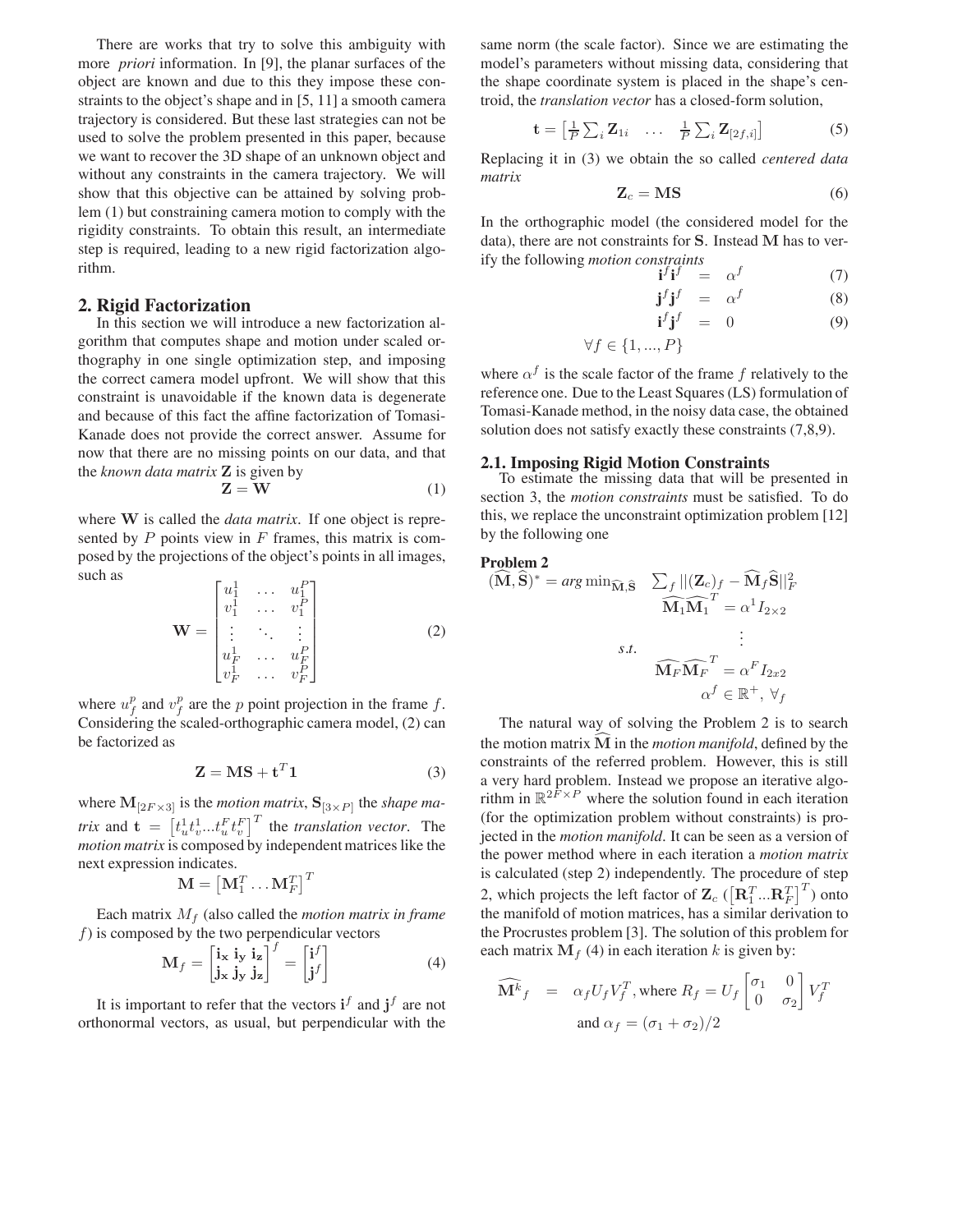There are works that try to solve this ambiguity with more *priori* information. In [9], the planar surfaces of the object are known and due to this they impose these constraints to the object's shape and in [5, 11] a smooth camera trajectory is considered. But these last strategies can not be used to solve the problem presented in this paper, because we want to recover the 3D shape of an unknown object and without any constraints in the camera trajectory. We will show that this objective can be attained by solving problem (1) but constraining camera motion to comply with the rigidity constraints. To obtain this result, an intermediate step is required, leading to a new rigid factorization algorithm.

## 2. Rigid Factorization

In this section we will introduce a new factorization algorithm that computes shape and motion under scaled orthography in one single optimization step, and imposing the correct camera model upfront. We will show that this constraint is unavoidable if the known data is degenerate and because of this fact the affine factorization of Tomasi-Kanade does not provide the correct answer. Assume for now that there are no missing points on our data, and that the *known data matrix* $\mathbf{Z}$ is given by

$$\mathbf{Z} = \mathbf{W} \tag{1}$$

where $\mathbf{W}$ is called the *data matrix*. If one object is represented by $P$ points view in $F$ frames, this matrix is composed by the projections of the object's points in all images, such as

$$\mathbf{W} = \begin{bmatrix} u_1^1 & \dots & u_1^P \\ v_1^1 & \dots & v_1^P \\ \vdots & \ddots & \vdots \\ u_F^1 & \dots & u_F^P \\ v_F^1 & \dots & v_F^P \end{bmatrix} \tag{2}$$

where $u_f^p$ and $v_f^p$ are the $p$ point projection in the frame $f$. Considering the scaled-orthographic camera model, (2) can be factorized as

$$\mathbf{Z} = \mathbf{MS} + \mathbf{t}^T\mathbf{1} \tag{3}$$

where $\mathbf{M}_{[2F\times 3]}$ is the *motion matrix*, $\mathbf{S}_{[3\times P]}$ the *shape matrix* and $\mathbf{t} = \begin{bmatrix} t_u^1 t_v^1 ... t_u^F t_v^F \end{bmatrix}^T$ the *translation vector*. The *motion matrix* is composed by independent matrices like the next expression indicates.

$$\mathbf{M} = \begin{bmatrix} \mathbf{M}_1^T \dots \mathbf{M}_F^T \end{bmatrix}^T$$

Each matrix $M_f$ (also called the *motion matrix in frame* $f$) is composed by the two perpendicular vectors

$$\mathbf{M}_f = \begin{bmatrix} \mathbf{i_x} \ \mathbf{i_y} \ \mathbf{i_z} \\ \mathbf{j_x} \ \mathbf{j_y} \ \mathbf{j_z} \end{bmatrix}^f = \begin{bmatrix} \mathbf{i}^f \\ \mathbf{j}^f \end{bmatrix} \tag{4}$$

It is important to refer that the vectors $\mathbf{i}^f$ and $\mathbf{j}^f$ are not orthonormal vectors, as usual, but perpendicular with the same norm (the scale factor). Since we are estimating the model's parameters without missing data, considering that the shape coordinate system is placed in the shape's centroid, the *translation vector* has a closed-form solution,

$$\mathbf{t} = \begin{bmatrix} \frac{1}{P}\sum_i \mathbf{Z}_{1i} & \dots & \frac{1}{P}\sum_i \mathbf{Z}_{[2f,i]} \end{bmatrix} \tag{5}$$

Replacing it in (3) we obtain the so called *centered data matrix*

$$\mathbf{Z}_c = \mathbf{MS} \tag{6}$$

In the orthographic model (the considered model for the data), there are not constraints for $\mathbf{S}$. Instead $\mathbf{M}$ has to verify the following *motion constraints*

$$\begin{aligned} \mathbf{i}^f\mathbf{i}^f &= \alpha^f & (7) \\ \mathbf{j}^f\mathbf{j}^f &= \alpha^f & (8) \\ \mathbf{i}^f\mathbf{j}^f &= 0 & (9) \\ \forall f \in \{1, ..., P\} \end{aligned}$$

where $\alpha^f$ is the scale factor of the frame $f$ relatively to the reference one. Due to the Least Squares (LS) formulation of Tomasi-Kanade method, in the noisy data case, the obtained solution does not satisfy exactly these constraints (7,8,9).

### 2.1. Imposing Rigid Motion Constraints

To estimate the missing data that will be presented in section 3, the *motion constraints* must be satisfied. To do this, we replace the unconstraint optimization problem [12] by the following one

**Problem 2**

$$(\widehat{\mathbf{M}}, \widehat{\mathbf{S}})^* = \textit{arg}\min_{\widehat{\mathbf{M}}, \widehat{\mathbf{S}}} \quad \sum_f ||(\mathbf{Z}_c)_f - \widehat{\mathbf{M}}_f\widehat{\mathbf{S}}||_F^2$$

$$\textit{s.t.} \quad \begin{aligned} \widehat{\mathbf{M}_1}\widehat{\mathbf{M}_1}^T &= \alpha^1 I_{2\times 2} \\ &\vdots \\ \widehat{\mathbf{M}_F}\widehat{\mathbf{M}_F}^T &= \alpha^F I_{2x2} \\ \alpha^f &\in \mathbb{R}^+, \ \forall_f \end{aligned}$$

The natural way of solving the Problem 2 is to search the motion matrix $\widehat{\mathbf{M}}$ in the *motion manifold*, defined by the constraints of the referred problem. However, this is still a very hard problem. Instead we propose an iterative algorithm in $\mathbb{R}^{2F\times P}$ where the solution found in each iteration (for the optimization problem without constraints) is projected in the *motion manifold*. It can be seen as a version of the power method where in each iteration a *motion matrix* is calculated (step 2) independently. The procedure of step 2, which projects the left factor of $\mathbf{Z}_c$ ($\begin{bmatrix} \mathbf{R}_1^T ... \mathbf{R}_F^T \end{bmatrix}^T$) onto the manifold of motion matrices, has a similar derivation to the Procrustes problem [3]. The solution of this problem for each matrix $\mathbf{M}_f$ (4) in each iteration $k$ is given by:

$$\widehat{\mathbf{M}^k}_f = \alpha_f U_f V_f^T, \text{where } R_f = U_f \begin{bmatrix} \sigma_1 & 0 \\ 0 & \sigma_2 \end{bmatrix} V_f^T$$

$$\text{and } \alpha_f = (\sigma_1 + \sigma_2)/2$$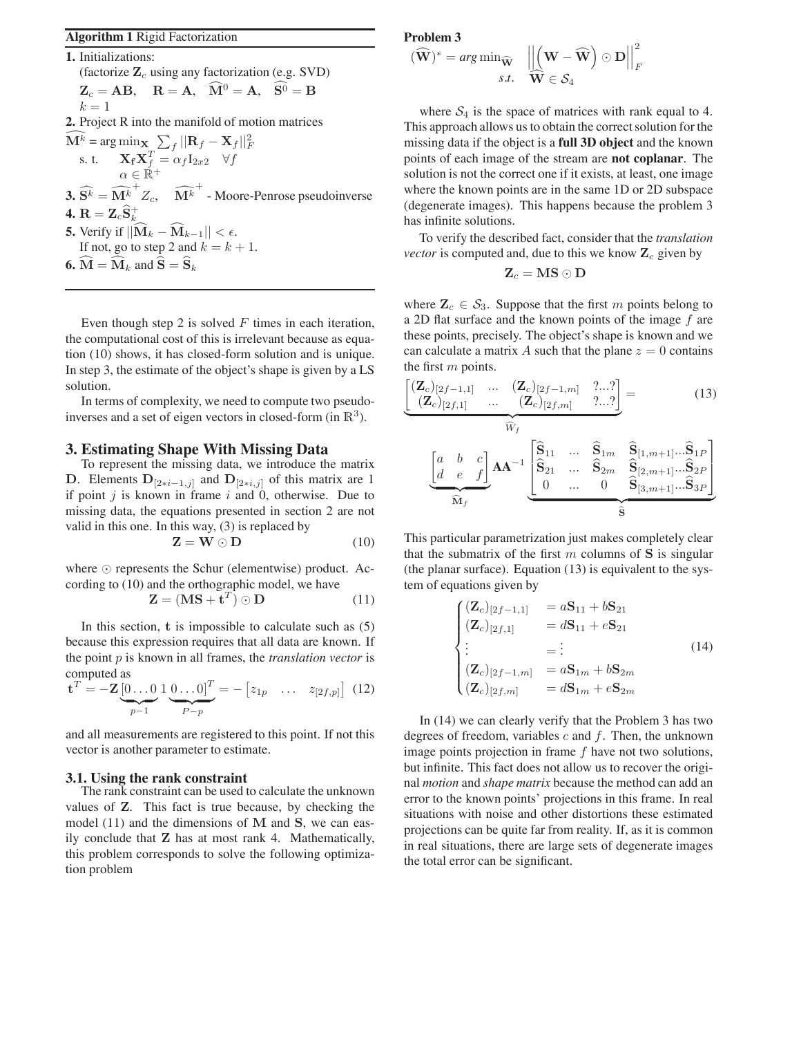**Algorithm 1** Rigid Factorization

**1.** Initializations:
(factorize $\mathbf{Z}_c$ using any factorization (e.g. SVD)
$\mathbf{Z}_c = \mathbf{AB}, \quad \mathbf{R} = \mathbf{A}, \quad \widehat{\mathbf{M}}^0 = \mathbf{A}, \quad \widehat{\mathbf{S}}^0 = \mathbf{B}$
$k = 1$

**2.** Project R into the manifold of motion matrices
$\widehat{\mathbf{M}}^k = \arg\min_{\mathbf{X}} \sum_f ||\mathbf{R}_f - \mathbf{X}_f||_F^2$
s. t. $\quad \mathbf{X_f X}_f^T = \alpha_f \mathbf{I}_{2x2} \quad \forall f$
$\alpha \in \mathbb{R}^+$

**3.** $\widehat{\mathbf{S}^k} = \widehat{\mathbf{M}^k}^+ Z_c, \quad \widehat{\mathbf{M}^k}^+$ - Moore-Penrose pseudoinverse

**4.** $\mathbf{R} = \mathbf{Z}_c \widehat{\mathbf{S}}_k^+$

**5.** Verify if $||\widehat{\mathbf{M}}_k - \widehat{\mathbf{M}}_{k-1}|| < \epsilon$.
If not, go to step 2 and $k = k + 1$.

**6.** $\widehat{\mathbf{M}} = \widehat{\mathbf{M}}_k$ and $\widehat{\mathbf{S}} = \widehat{\mathbf{S}}_k$

Even though step 2 is solved $F$ times in each iteration, the computational cost of this is irrelevant because as equation (10) shows, it has closed-form solution and is unique. In step 3, the estimate of the object's shape is given by a LS solution.

In terms of complexity, we need to compute two pseudo-inverses and a set of eigen vectors in closed-form (in $\mathbb{R}^3$).

## 3. Estimating Shape With Missing Data

To represent the missing data, we introduce the matrix $\mathbf{D}$. Elements $\mathbf{D}_{[2*i-1,j]}$ and $\mathbf{D}_{[2*i,j]}$ of this matrix are 1 if point $j$ is known in frame $i$ and 0, otherwise. Due to missing data, the equations presented in section 2 are not valid in this one. In this way, (3) is replaced by

$$\mathbf{Z} = \mathbf{W} \odot \mathbf{D} \tag{10}$$

where $\odot$ represents the Schur (elementwise) product. According to (10) and the orthographic model, we have

$$\mathbf{Z} = (\mathbf{MS} + \mathbf{t}^T) \odot \mathbf{D} \tag{11}$$

In this section, $\mathbf{t}$ is impossible to calculate such as (5) because this expression requires that all data are known. If the point $p$ is known in all frames, the *translation vector* is computed as

$$\mathbf{t}^T = -\mathbf{Z}\,[\underbrace{0\ldots0}_{p-1}\;1\;\underbrace{0\ldots0}_{P-p}]^T = -\begin{bmatrix} z_{1p} & \ldots & z_{[2f,p]} \end{bmatrix} \tag{12}$$

and all measurements are registered to this point. If not this vector is another parameter to estimate.

### 3.1. Using the rank constraint

The rank constraint can be used to calculate the unknown values of $\mathbf{Z}$. This fact is true because, by checking the model (11) and the dimensions of $\mathbf{M}$ and $\mathbf{S}$, we can easily conclude that $\mathbf{Z}$ has at most rank 4. Mathematically, this problem corresponds to solve the following optimization problem

**Problem 3**

$$(\widehat{\mathbf{W}})^* = \arg\min_{\widehat{\mathbf{W}}} \quad \left|\left|\left(\mathbf{W} - \widehat{\mathbf{W}}\right) \odot \mathbf{D}\right|\right|_F^2 \qquad s.t. \quad \widehat{\mathbf{W}} \in \mathcal{S}_4$$

where $\mathcal{S}_4$ is the space of matrices with rank equal to 4. This approach allows us to obtain the correct solution for the missing data if the object is a **full 3D object** and the known points of each image of the stream are **not coplanar**. The solution is not the correct one if it exists, at least, one image where the known points are in the same 1D or 2D subspace (degenerate images). This happens because the problem 3 has infinite solutions.

To verify the described fact, consider that the *translation vector* is computed and, due to this we know $\mathbf{Z}_c$ given by

$$\mathbf{Z}_c = \mathbf{MS} \odot \mathbf{D}$$

where $\mathbf{Z}_c \in \mathcal{S}_3$. Suppose that the first $m$ points belong to a 2D flat surface and the known points of the image $f$ are these points, precisely. The object's shape is known and we can calculate a matrix $A$ such that the plane $z = 0$ contains the first $m$ points.

$$\underbrace{\begin{bmatrix} (\mathbf{Z}_c)_{[2f-1,1]} & \ldots & (\mathbf{Z}_c)_{[2f-1,m]} & ?\ldots? \\ (\mathbf{Z}_c)_{[2f,1]} & \ldots & (\mathbf{Z}_c)_{[2f,m]} & ?\ldots? \end{bmatrix}}_{\widehat{W}_f} = \tag{13}$$

$$\underbrace{\begin{bmatrix} a & b & c \\ d & e & f \end{bmatrix}}_{\widehat{\mathbf{M}}_f} \mathbf{A}\mathbf{A}^{-1} \underbrace{\begin{bmatrix} \widehat{\mathbf{S}}_{11} & \ldots & \widehat{\mathbf{S}}_{1m} & \widehat{\mathbf{S}}_{[1,m+1]}\ldots\widehat{\mathbf{S}}_{1P} \\ \widehat{\mathbf{S}}_{21} & \ldots & \widehat{\mathbf{S}}_{2m} & \widehat{\mathbf{S}}_{[2,m+1]}\ldots\widehat{\mathbf{S}}_{2P} \\ 0 & \ldots & 0 & \widehat{\mathbf{S}}_{[3,m+1]}\ldots\widehat{\mathbf{S}}_{3P} \end{bmatrix}}_{\widehat{\mathbf{S}}}$$

This particular parametrization just makes completely clear that the submatrix of the first $m$ columns of $\mathbf{S}$ is singular (the planar surface). Equation (13) is equivalent to the system of equations given by

$$\begin{cases} (\mathbf{Z}_c)_{[2f-1,1]} & = a\mathbf{S}_{11} + b\mathbf{S}_{21} \\ (\mathbf{Z}_c)_{[2f,1]} & = d\mathbf{S}_{11} + e\mathbf{S}_{21} \\ \vdots & = \vdots \\ (\mathbf{Z}_c)_{[2f-1,m]} & = a\mathbf{S}_{1m} + b\mathbf{S}_{2m} \\ (\mathbf{Z}_c)_{[2f,m]} & = d\mathbf{S}_{1m} + e\mathbf{S}_{2m} \end{cases} \tag{14}$$

In (14) we can clearly verify that the Problem 3 has two degrees of freedom, variables $c$ and $f$. Then, the unknown image points projection in frame $f$ have not two solutions, but infinite. This fact does not allow us to recover the original *motion* and *shape matrix* because the method can add an error to the known points' projections in this frame. In real situations with noise and other distortions these estimated projections can be quite far from reality. If, as it is common in real situations, there are large sets of degenerate images the total error can be significant.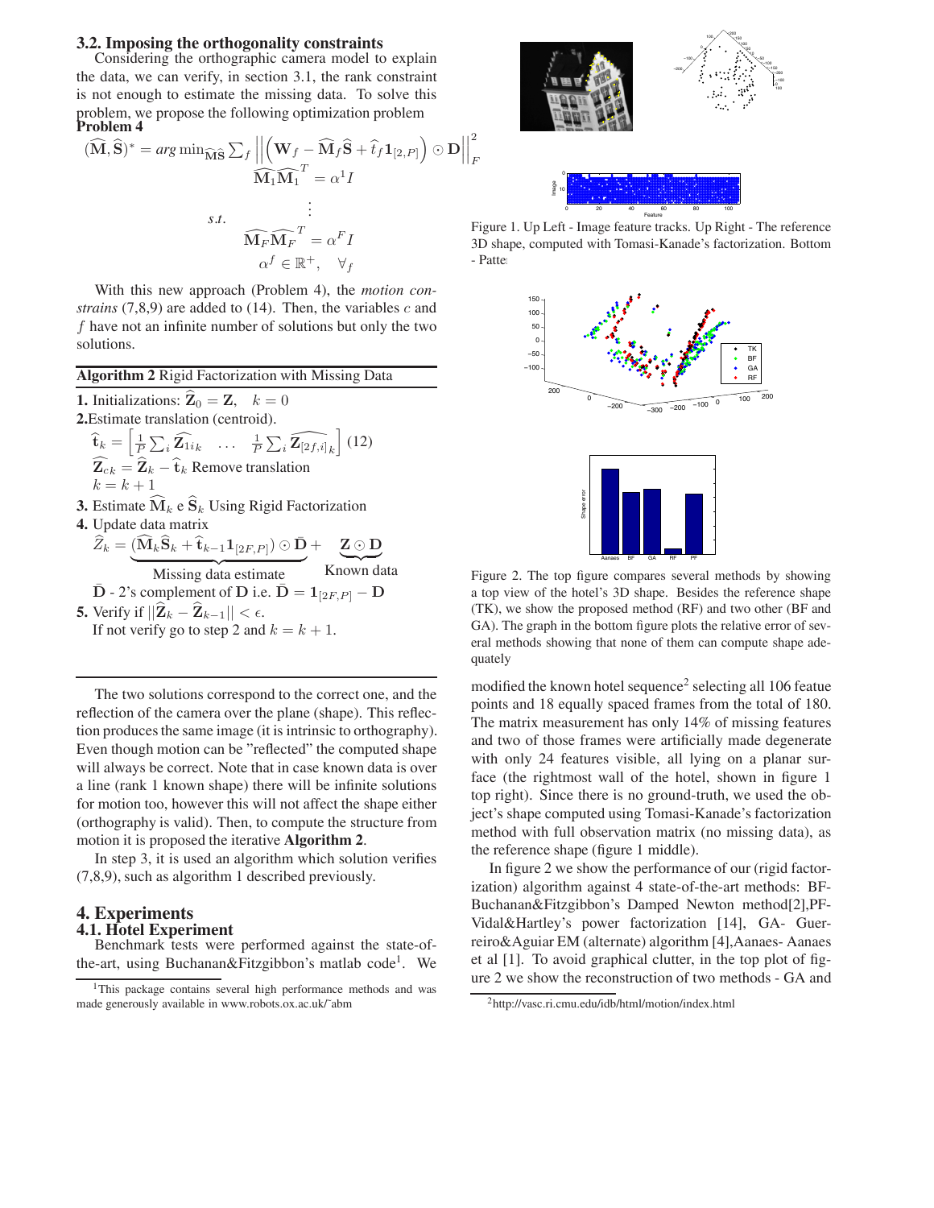### 3.2. Imposing the orthogonality constraints

Considering the orthographic camera model to explain the data, we can verify, in section 3.1, the rank constraint is not enough to estimate the missing data. To solve this problem, we propose the following optimization problem

**Problem 4**

$$(\widehat{\mathbf{M}}, \widehat{\mathbf{S}})^* = arg \min_{\widehat{\mathbf{M}}\widehat{\mathbf{S}}} \sum_f \left|\left| \left( \mathbf{W}_f - \widehat{\mathbf{M}}_f \widehat{\mathbf{S}} + \widehat{t}_f \mathbf{1}_{[2,P]} \right) \odot \mathbf{D} \right|\right|_F^2$$

$$s.t. \quad \begin{array}{c} \widehat{\mathbf{M}_1} \widehat{\mathbf{M}_1}^T = \alpha^1 I \\ \vdots \\ \widehat{\mathbf{M}_F} \widehat{\mathbf{M}_F}^T = \alpha^F I \\ \alpha^f \in \mathbb{R}^+, \quad \forall_f \end{array}$$

With this new approach (Problem 4), the *motion constrains* (7,8,9) are added to (14). Then, the variables $c$ and $f$ have not an infinite number of solutions but only the two solutions.

---

**Algorithm 2** Rigid Factorization with Missing Data

**1.** Initializations: $\widehat{\mathbf{Z}}_0 = \mathbf{Z}, \quad k = 0$

**2.** Estimate translation (centroid).

$\widehat{\mathbf{t}}_k = \left[ \frac{1}{P} \sum_i \widehat{\mathbf{Z}_{1i}}_k \quad \ldots \quad \frac{1}{P} \sum_i \widehat{\mathbf{Z}_{[2f,i]}}_k \right]$ (12)

$\widehat{\mathbf{Z}_c}_k = \widehat{\mathbf{Z}}_k - \widehat{\mathbf{t}}_k$ Remove translation

$k = k + 1$

**3.** Estimate $\widehat{\mathbf{M}}_k$ e $\widehat{\mathbf{S}}_k$ Using Rigid Factorization

**4.** Update data matrix

$$\widehat{Z}_k = \underbrace{(\widehat{\mathbf{M}}_k \widehat{\mathbf{S}}_k + \widehat{\mathbf{t}}_{k-1} \mathbf{1}_{[2F,P]}) \odot \bar{\mathbf{D}}}_{\text{Missing data estimate}} + \underbrace{\mathbf{Z} \odot \mathbf{D}}_{\text{Known data}}$$

$\bar{\mathbf{D}}$ - 2's complement of $\mathbf{D}$ i.e. $\bar{\mathbf{D}} = \mathbf{1}_{[2F,P]} - \mathbf{D}$

**5.** Verify if $||\widehat{\mathbf{Z}}_k - \widehat{\mathbf{Z}}_{k-1}|| < \epsilon$.

If not verify go to step 2 and $k = k + 1$.

---

The two solutions correspond to the correct one, and the reflection of the camera over the plane (shape). This reflection produces the same image (it is intrinsic to orthography). Even though motion can be "reflected" the computed shape will always be correct. Note that in case known data is over a line (rank 1 known shape) there will be infinite solutions for motion too, however this will not affect the shape either (orthography is valid). Then, to compute the structure from motion it is proposed the iterative **Algorithm 2**.

In step 3, it is used an algorithm which solution verifies (7,8,9), such as algorithm 1 described previously.

## 4. Experiments

### 4.1. Hotel Experiment

Benchmark tests were performed against the state-of-the-art, using Buchanan&Fitzgibbon's matlab code[1]. We modified the known hotel sequence[2] selecting all 106 featue points and 18 equally spaced frames from the total of 180. The matrix measurement has only 14% of missing features and two of those frames were artificially made degenerate with only 24 features visible, all lying on a planar surface (the rightmost wall of the hotel, shown in figure 1 top right). Since there is no ground-truth, we used the object's shape computed using Tomasi-Kanade's factorization method with full observation matrix (no missing data), as the reference shape (figure 1 middle).

In figure 2 we show the performance of our (rigid factorization) algorithm against 4 state-of-the-art methods: BF-Buchanan&Fitzgibbon's Damped Newton method[2],PF-Vidal&Hartley's power factorization [14], GA- Guerreiro&Aguiar EM (alternate) algorithm [4],Aanaes- Aanaes et al [1]. To avoid graphical clutter, in the top plot of figure 2 we show the reconstruction of two methods - GA and

Figure 1. Up Left - Image feature tracks. Up Right - The reference 3D shape, computed with Tomasi-Kanade's factorization. Bottom - Patte

Figure 2. The top figure compares several methods by showing a top view of the hotel's 3D shape. Besides the reference shape (TK), we show the proposed method (RF) and two other (BF and GA). The graph in the bottom figure plots the relative error of several methods showing that none of them can compute shape adequately

[1] This package contains several high performance methods and was made generously available in www.robots.ox.ac.uk/˜abm

[2] http://vasc.ri.cmu.edu/idb/html/motion/index.html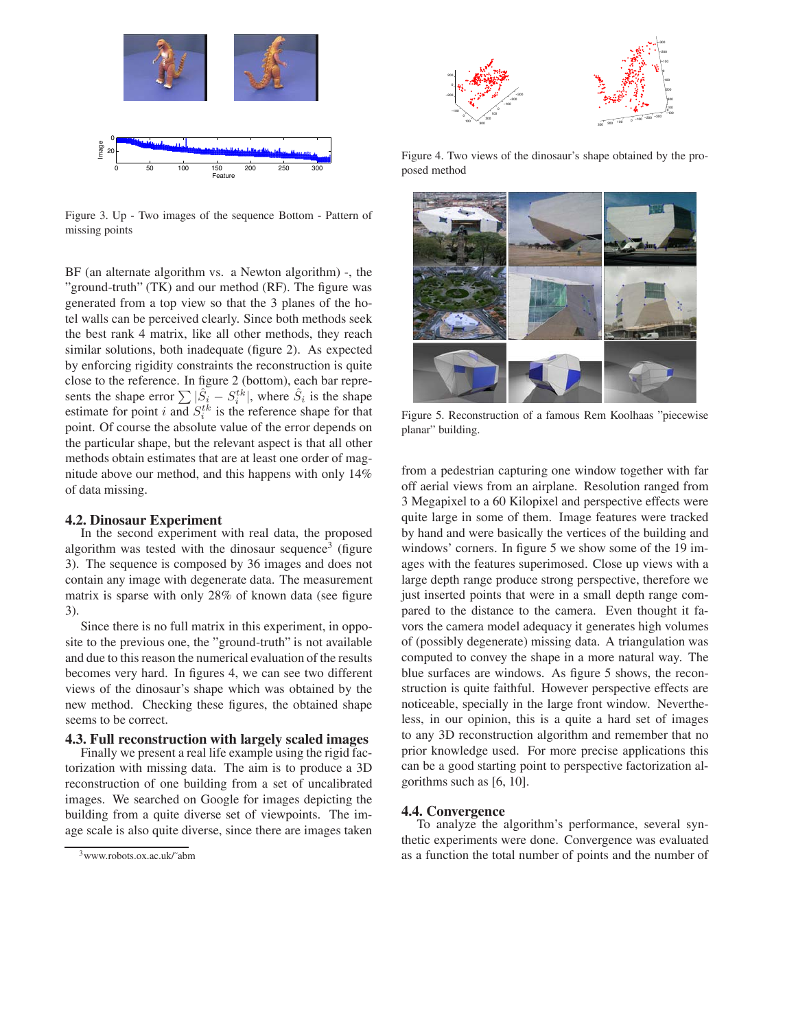Figure 3. Up - Two images of the sequence Bottom - Pattern of missing points

BF (an alternate algorithm vs. a Newton algorithm) -, the "ground-truth" (TK) and our method (RF). The figure was generated from a top view so that the 3 planes of the hotel walls can be perceived clearly. Since both methods seek the best rank 4 matrix, like all other methods, they reach similar solutions, both inadequate (figure 2). As expected by enforcing rigidity constraints the reconstruction is quite close to the reference. In figure 2 (bottom), each bar represents the shape error $\sum |\hat{S}_i - S_i^{tk}|$, where $\hat{S}_i$ is the shape estimate for point $i$ and $S_i^{tk}$ is the reference shape for that point. Of course the absolute value of the error depends on the particular shape, but the relevant aspect is that all other methods obtain estimates that are at least one order of magnitude above our method, and this happens with only 14% of data missing.

### 4.2. Dinosaur Experiment

In the second experiment with real data, the proposed algorithm was tested with the dinosaur sequence[3] (figure 3). The sequence is composed by 36 images and does not contain any image with degenerate data. The measurement matrix is sparse with only 28% of known data (see figure 3).

Since there is no full matrix in this experiment, in opposite to the previous one, the "ground-truth" is not available and due to this reason the numerical evaluation of the results becomes very hard. In figures 4, we can see two different views of the dinosaur's shape which was obtained by the new method. Checking these figures, the obtained shape seems to be correct.

### 4.3. Full reconstruction with largely scaled images

Finally we present a real life example using the rigid factorization with missing data. The aim is to produce a 3D reconstruction of one building from a set of uncalibrated images. We searched on Google for images depicting the building from a quite diverse set of viewpoints. The image scale is also quite diverse, since there are images taken from a pedestrian capturing one window together with far off aerial views from an airplane. Resolution ranged from 3 Megapixel to a 60 Kilopixel and perspective effects were quite large in some of them. Image features were tracked by hand and were basically the vertices of the building and windows' corners. In figure 5 we show some of the 19 images with the features superimosed. Close up views with a large depth range produce strong perspective, therefore we just inserted points that were in a small depth range compared to the distance to the camera. Even thought it favors the camera model adequacy it generates high volumes of (possibly degenerate) missing data. A triangulation was computed to convey the shape in a more natural way. The blue surfaces are windows. As figure 5 shows, the reconstruction is quite faithful. However perspective effects are noticeable, specially in the large front window. Nevertheless, in our opinion, this is a quite a hard set of images to any 3D reconstruction algorithm and remember that no prior knowledge used. For more precise applications this can be a good starting point to perspective factorization algorithms such as [6, 10].

[3] www.robots.ox.ac.uk/~abm

Figure 4. Two views of the dinosaur's shape obtained by the proposed method

Figure 5. Reconstruction of a famous Rem Koolhaas "piecewise planar" building.

### 4.4. Convergence

To analyze the algorithm's performance, several synthetic experiments were done. Convergence was evaluated as a function the total number of points and the number of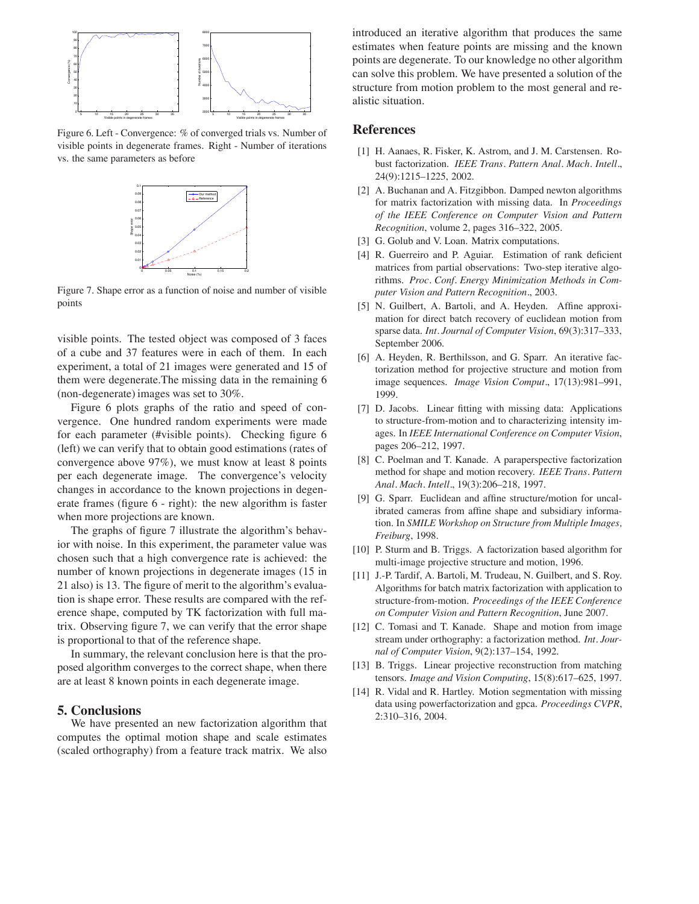Convergence (%)

100 90 80 70 60 50 40 30 20 10 0

5 10 15 20 25 30 35

Visible points in degenerate frames

Number of iterations

8000 7000 6000 5000 4000 3000 2000

5 10 15 20 25 30 35

Visible points in degenerate frames

Figure 6. Left - Convergence: % of converged trials vs. Number of visible points in degenerate frames. Right - Number of iterations vs. the same parameters as before

Shape error

0.1 0.09 0.08 0.07 0.06 0.05 0.04 0.03 0.02 0.01 0

0 0.05 0.1 0.15 0.2

Noise (%)

Our method

Reference

Figure 7. Shape error as a function of noise and number of visible points

visible points. The tested object was composed of 3 faces of a cube and 37 features were in each of them. In each experiment, a total of 21 images were generated and 15 of them were degenerate.The missing data in the remaining 6 (non-degenerate) images was set to 30%.

Figure 6 plots graphs of the ratio and speed of convergence. One hundred random experiments were made for each parameter (#visible points). Checking figure 6 (left) we can verify that to obtain good estimations (rates of convergence above 97%), we must know at least 8 points per each degenerate image. The convergence's velocity changes in accordance to the known projections in degenerate frames (figure 6 - right): the new algorithm is faster when more projections are known.

The graphs of figure 7 illustrate the algorithm's behavior with noise. In this experiment, the parameter value was chosen such that a high convergence rate is achieved: the number of known projections in degenerate images (15 in 21 also) is 13. The figure of merit to the algorithm's evaluation is shape error. These results are compared with the reference shape, computed by TK factorization with full matrix. Observing figure 7, we can verify that the error shape is proportional to that of the reference shape.

In summary, the relevant conclusion here is that the proposed algorithm converges to the correct shape, when there are at least 8 known points in each degenerate image.

## 5. Conclusions

We have presented an new factorization algorithm that computes the optimal motion shape and scale estimates (scaled orthography) from a feature track matrix. We also introduced an iterative algorithm that produces the same estimates when feature points are missing and the known points are degenerate. To our knowledge no other algorithm can solve this problem. We have presented a solution of the structure from motion problem to the most general and realistic situation.

## References

[1] H. Aanaes, R. Fisker, K. Astrom, and J. M. Carstensen. Robust factorization. *IEEE Trans. Pattern Anal. Mach. Intell.*, 24(9):1215–1225, 2002.

[2] A. Buchanan and A. Fitzgibbon. Damped newton algorithms for matrix factorization with missing data. In *Proceedings of the IEEE Conference on Computer Vision and Pattern Recognition*, volume 2, pages 316–322, 2005.

[3] G. Golub and V. Loan. Matrix computations.

[4] R. Guerreiro and P. Aguiar. Estimation of rank deficient matrices from partial observations: Two-step iterative algorithms. *Proc. Conf. Energy Minimization Methods in Computer Vision and Pattern Recognition.*, 2003.

[5] N. Guilbert, A. Bartoli, and A. Heyden. Affine approximation for direct batch recovery of euclidean motion from sparse data. *Int. Journal of Computer Vision*, 69(3):317–333, September 2006.

[6] A. Heyden, R. Berthilsson, and G. Sparr. An iterative factorization method for projective structure and motion from image sequences. *Image Vision Comput.*, 17(13):981–991, 1999.

[7] D. Jacobs. Linear fitting with missing data: Applications to structure-from-motion and to characterizing intensity images. In *IEEE International Conference on Computer Vision*, pages 206–212, 1997.

[8] C. Poelman and T. Kanade. A paraperspective factorization method for shape and motion recovery. *IEEE Trans. Pattern Anal. Mach. Intell.*, 19(3):206–218, 1997.

[9] G. Sparr. Euclidean and affine structure/motion for uncalibrated cameras from affine shape and subsidiary information. In *SMILE Workshop on Structure from Multiple Images, Freiburg*, 1998.

[10] P. Sturm and B. Triggs. A factorization based algorithm for multi-image projective structure and motion, 1996.

[11] J.-P. Tardif, A. Bartoli, M. Trudeau, N. Guilbert, and S. Roy. Algorithms for batch matrix factorization with application to structure-from-motion. *Proceedings of the IEEE Conference on Computer Vision and Pattern Recognition*, June 2007.

[12] C. Tomasi and T. Kanade. Shape and motion from image stream under orthography: a factorization method. *Int. Journal of Computer Vision*, 9(2):137–154, 1992.

[13] B. Triggs. Linear projective reconstruction from matching tensors. *Image and Vision Computing*, 15(8):617–625, 1997.

[14] R. Vidal and R. Hartley. Motion segmentation with missing data using powerfactorization and gpca. *Proceedings CVPR*, 2:310–316, 2004.